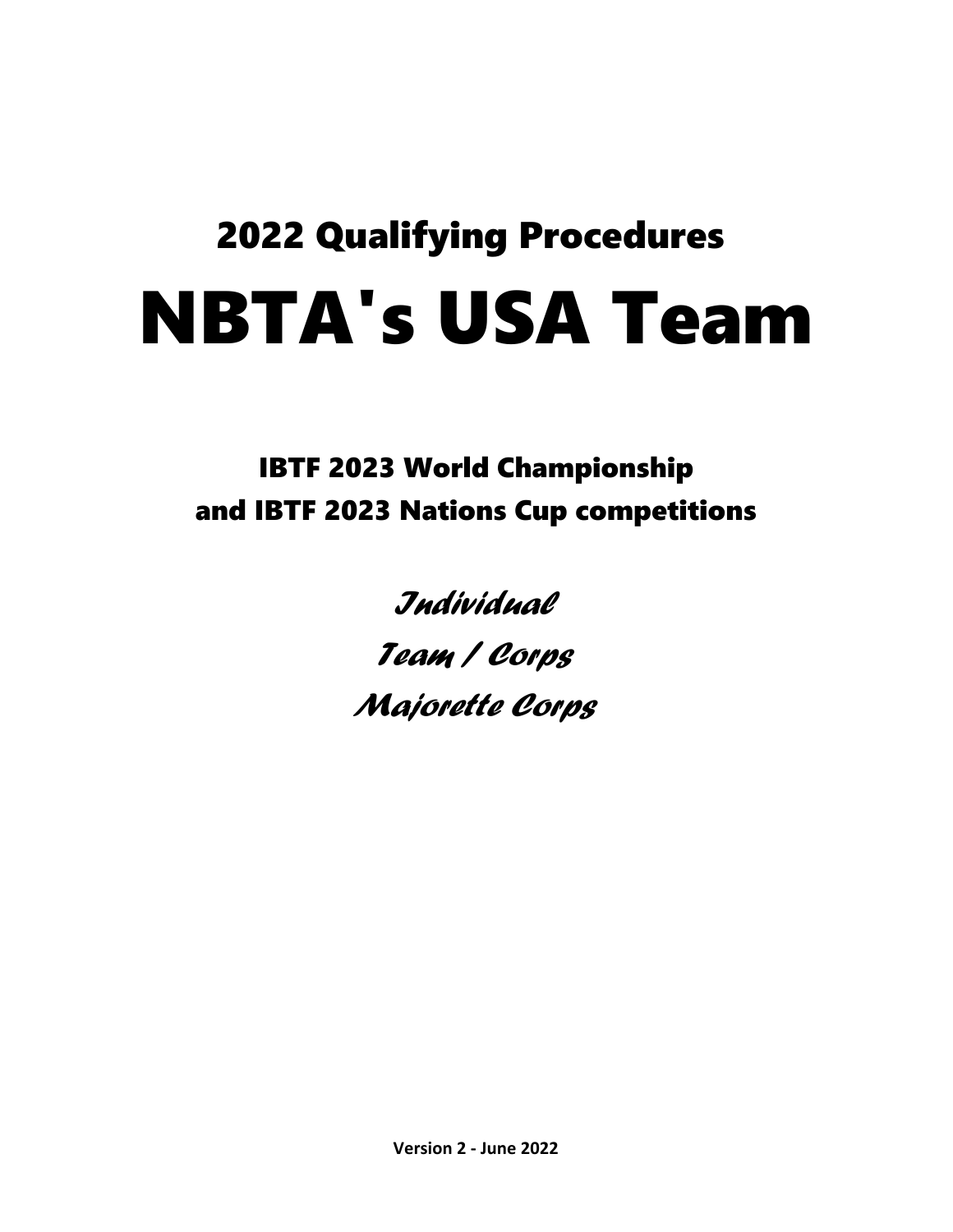## 2022 Qualifying Procedures

# NBTA's USA Team

### IBTF 2023 World Championship and IBTF 2023 Nations Cup competitions

*Individual*

*Team / Corps*

*Majorette Corps*

**Version 2 - June 2022**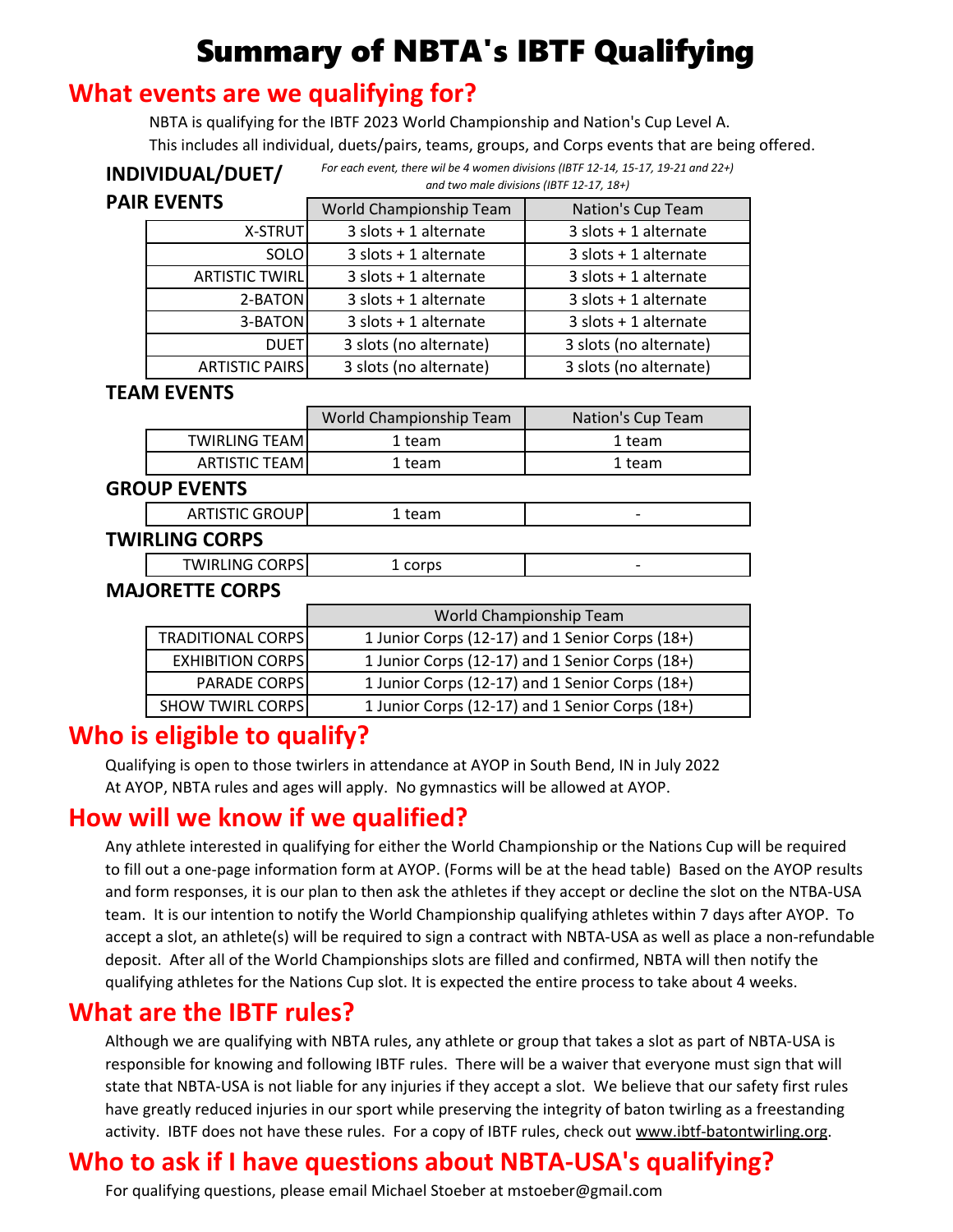# Summary of NBTA's IBTF Qualifying

## What events are we qualifying for?

NBTA is qualifying for the IBTF 2023 World Championship and Nation's Cup Level A.

This includes all individual, duets/pairs, teams, groups, and Corps events that are being offered.

### INDIVIDUAL/DUET/PAIR EVENTS

*For each event, there wil be 4 women divisions (IBTF 12-14, 15-17, 19-21 and 22+) and two male divisions (IBTF 12-17, 18+)*

| | World Championship Team | Nation's Cup Team |
|---|---|---|
| X-STRUT | 3 slots + 1 alternate | 3 slots + 1 alternate |
| SOLO | 3 slots + 1 alternate | 3 slots + 1 alternate |
| ARTISTIC TWIRL | 3 slots + 1 alternate | 3 slots + 1 alternate |
| 2-BATON | 3 slots + 1 alternate | 3 slots + 1 alternate |
| 3-BATON | 3 slots + 1 alternate | 3 slots + 1 alternate |
| DUET | 3 slots (no alternate) | 3 slots (no alternate) |
| ARTISTIC PAIRS | 3 slots (no alternate) | 3 slots (no alternate) |

### TEAM EVENTS

| | World Championship Team | Nation's Cup Team |
|---|---|---|
| TWIRLING TEAM | 1 team | 1 team |
| ARTISTIC TEAM | 1 team | 1 team |

### GROUP EVENTS

| | | |
|---|---|---|
| ARTISTIC GROUP | 1 team | - |

### TWIRLING CORPS

| | | |
|---|---|---|
| TWIRLING CORPS | 1 corps | - |

### MAJORETTE CORPS

| | World Championship Team |
|---|---|
| TRADITIONAL CORPS | 1 Junior Corps (12-17) and 1 Senior Corps (18+) |
| EXHIBITION CORPS | 1 Junior Corps (12-17) and 1 Senior Corps (18+) |
| PARADE CORPS | 1 Junior Corps (12-17) and 1 Senior Corps (18+) |
| SHOW TWIRL CORPS | 1 Junior Corps (12-17) and 1 Senior Corps (18+) |

## Who is eligible to qualify?

Qualifying is open to those twirlers in attendance at AYOP in South Bend, IN in July 2022

At AYOP, NBTA rules and ages will apply. No gymnastics will be allowed at AYOP.

## How will we know if we qualified?

Any athlete interested in qualifying for either the World Championship or the Nations Cup will be required to fill out a one-page information form at AYOP. (Forms will be at the head table) Based on the AYOP results and form responses, it is our plan to then ask the athletes if they accept or decline the slot on the NTBA-USA team. It is our intention to notify the World Championship qualifying athletes within 7 days after AYOP. To accept a slot, an athlete(s) will be required to sign a contract with NBTA-USA as well as place a non-refundable deposit. After all of the World Championships slots are filled and confirmed, NBTA will then notify the qualifying athletes for the Nations Cup slot. It is expected the entire process to take about 4 weeks.

## What are the IBTF rules?

Although we are qualifying with NBTA rules, any athlete or group that takes a slot as part of NBTA-USA is responsible for knowing and following IBTF rules. There will be a waiver that everyone must sign that will state that NBTA-USA is not liable for any injuries if they accept a slot. We believe that our safety first rules have greatly reduced injuries in our sport while preserving the integrity of baton twirling as a freestanding activity. IBTF does not have these rules. For a copy of IBTF rules, check out www.ibtf-batontwirling.org.

## Who to ask if I have questions about NBTA-USA's qualifying?

For qualifying questions, please email Michael Stoeber at mstoeber@gmail.com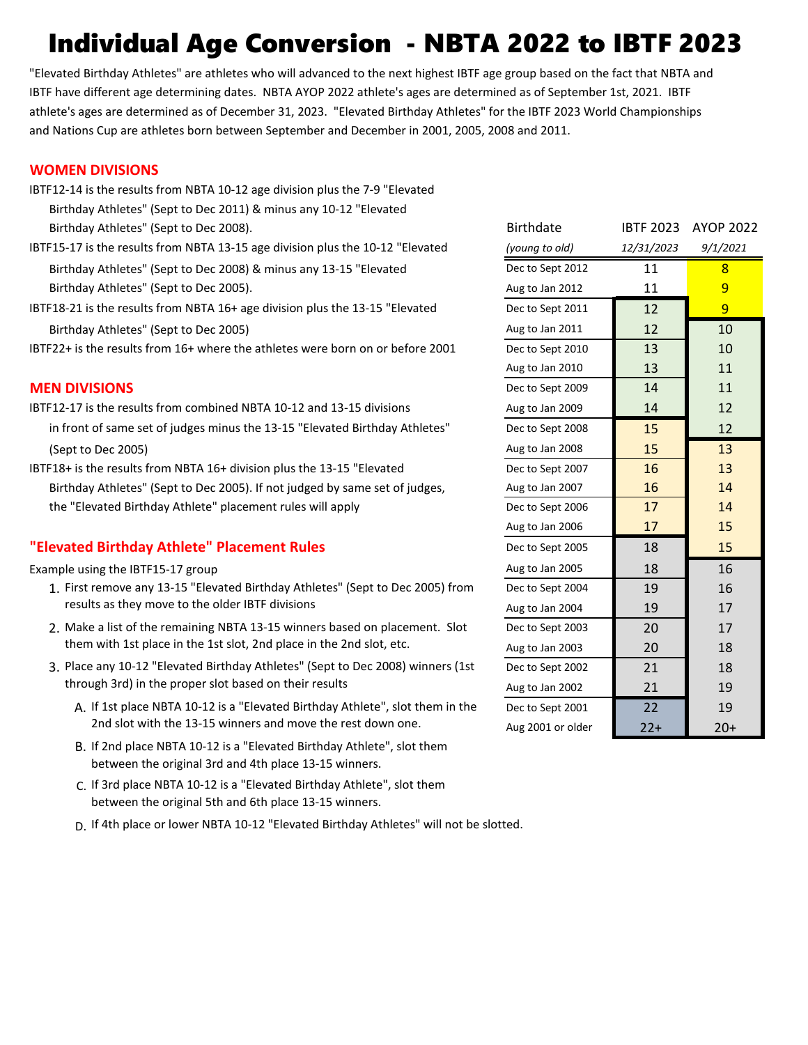# Individual Age Conversion - NBTA 2022 to IBTF 2023

"Elevated Birthday Athletes" are athletes who will advanced to the next highest IBTF age group based on the fact that NBTA and IBTF have different age determining dates. NBTA AYOP 2022 athlete's ages are determined as of September 1st, 2021. IBTF athlete's ages are determined as of December 31, 2023. "Elevated Birthday Athletes" for the IBTF 2023 World Championships and Nations Cup are athletes born between September and December in 2001, 2005, 2008 and 2011.

## WOMEN DIVISIONS

IBTF12-14 is the results from NBTA 10-12 age division plus the 7-9 "Elevated Birthday Athletes" (Sept to Dec 2011) & minus any 10-12 "Elevated Birthday Athletes" (Sept to Dec 2008).

IBTF15-17 is the results from NBTA 13-15 age division plus the 10-12 "Elevated Birthday Athletes" (Sept to Dec 2008) & minus any 13-15 "Elevated Birthday Athletes" (Sept to Dec 2005).

IBTF18-21 is the results from NBTA 16+ age division plus the 13-15 "Elevated Birthday Athletes" (Sept to Dec 2005)

IBTF22+ is the results from 16+ where the athletes were born on or before 2001

## MEN DIVISIONS

IBTF12-17 is the results from combined NBTA 10-12 and 13-15 divisions in front of same set of judges minus the 13-15 "Elevated Birthday Athletes" (Sept to Dec 2005)

IBTF18+ is the results from NBTA 16+ division plus the 13-15 "Elevated Birthday Athletes" (Sept to Dec 2005). If not judged by same set of judges, the "Elevated Birthday Athlete" placement rules will apply

## "Elevated Birthday Athlete" Placement Rules

Example using the IBTF15-17 group

1. First remove any 13-15 "Elevated Birthday Athletes" (Sept to Dec 2005) from results as they move to the older IBTF divisions
2. Make a list of the remaining NBTA 13-15 winners based on placement. Slot them with 1st place in the 1st slot, 2nd place in the 2nd slot, etc.
3. Place any 10-12 "Elevated Birthday Athletes" (Sept to Dec 2008) winners (1st through 3rd) in the proper slot based on their results
   A. If 1st place NBTA 10-12 is a "Elevated Birthday Athlete", slot them in the 2nd slot with the 13-15 winners and move the rest down one.
   B. If 2nd place NBTA 10-12 is a "Elevated Birthday Athlete", slot them between the original 3rd and 4th place 13-15 winners.
   C. If 3rd place NBTA 10-12 is a "Elevated Birthday Athlete", slot them between the original 5th and 6th place 13-15 winners.
   D. If 4th place or lower NBTA 10-12 "Elevated Birthday Athletes" will not be slotted.

| Birthdate | IBTF 2023 | AYOP 2022 |
|---|---|---|
| *(young to old)* | *12/31/2023* | *9/1/2021* |
| Dec to Sept 2012 | 11 | 8 |
| Aug to Jan 2012 | 11 | 9 |
| Dec to Sept 2011 | 12 | 9 |
| Aug to Jan 2011 | 12 | 10 |
| Dec to Sept 2010 | 13 | 10 |
| Aug to Jan 2010 | 13 | 11 |
| Dec to Sept 2009 | 14 | 11 |
| Aug to Jan 2009 | 14 | 12 |
| Dec to Sept 2008 | 15 | 12 |
| Aug to Jan 2008 | 15 | 13 |
| Dec to Sept 2007 | 16 | 13 |
| Aug to Jan 2007 | 16 | 14 |
| Dec to Sept 2006 | 17 | 14 |
| Aug to Jan 2006 | 17 | 15 |
| Dec to Sept 2005 | 18 | 15 |
| Aug to Jan 2005 | 18 | 16 |
| Dec to Sept 2004 | 19 | 16 |
| Aug to Jan 2004 | 19 | 17 |
| Dec to Sept 2003 | 20 | 17 |
| Aug to Jan 2003 | 20 | 18 |
| Dec to Sept 2002 | 21 | 18 |
| Aug to Jan 2002 | 21 | 19 |
| Dec to Sept 2001 | 22 | 19 |
| Aug 2001 or older | 22+ | 20+ |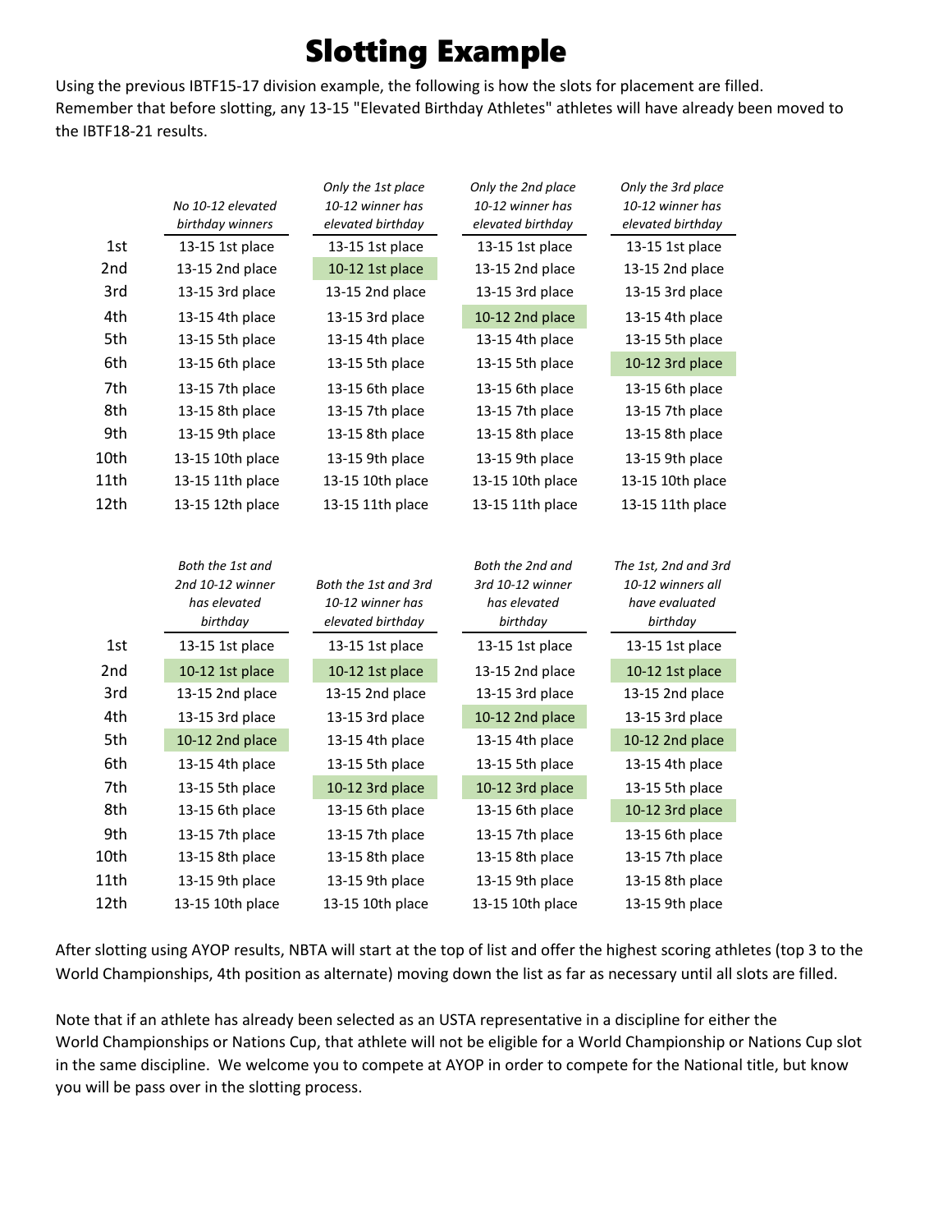# Slotting Example

Using the previous IBTF15-17 division example, the following is how the slots for placement are filled. Remember that before slotting, any 13-15 "Elevated Birthday Athletes" athletes will have already been moved to the IBTF18-21 results.

| | *No 10-12 elevated birthday winners* | *Only the 1st place 10-12 winner has elevated birthday* | *Only the 2nd place 10-12 winner has elevated birthday* | *Only the 3rd place 10-12 winner has elevated birthday* |
|---|---|---|---|---|
| 1st | 13-15 1st place | 13-15 1st place | 13-15 1st place | 13-15 1st place |
| 2nd | 13-15 2nd place | 10-12 1st place | 13-15 2nd place | 13-15 2nd place |
| 3rd | 13-15 3rd place | 13-15 2nd place | 13-15 3rd place | 13-15 3rd place |
| 4th | 13-15 4th place | 13-15 3rd place | 10-12 2nd place | 13-15 4th place |
| 5th | 13-15 5th place | 13-15 4th place | 13-15 4th place | 13-15 5th place |
| 6th | 13-15 6th place | 13-15 5th place | 13-15 5th place | 10-12 3rd place |
| 7th | 13-15 7th place | 13-15 6th place | 13-15 6th place | 13-15 6th place |
| 8th | 13-15 8th place | 13-15 7th place | 13-15 7th place | 13-15 7th place |
| 9th | 13-15 9th place | 13-15 8th place | 13-15 8th place | 13-15 8th place |
| 10th | 13-15 10th place | 13-15 9th place | 13-15 9th place | 13-15 9th place |
| 11th | 13-15 11th place | 13-15 10th place | 13-15 10th place | 13-15 10th place |
| 12th | 13-15 12th place | 13-15 11th place | 13-15 11th place | 13-15 11th place |

| | *Both the 1st and 2nd 10-12 winner has elevated birthday* | *Both the 1st and 3rd 10-12 winner has elevated birthday* | *Both the 2nd and 3rd 10-12 winner has elevated birthday* | *The 1st, 2nd and 3rd 10-12 winners all have evaluated birthday* |
|---|---|---|---|---|
| 1st | 13-15 1st place | 13-15 1st place | 13-15 1st place | 13-15 1st place |
| 2nd | 10-12 1st place | 10-12 1st place | 13-15 2nd place | 10-12 1st place |
| 3rd | 13-15 2nd place | 13-15 2nd place | 13-15 3rd place | 13-15 2nd place |
| 4th | 13-15 3rd place | 13-15 3rd place | 10-12 2nd place | 13-15 3rd place |
| 5th | 10-12 2nd place | 13-15 4th place | 13-15 4th place | 10-12 2nd place |
| 6th | 13-15 4th place | 13-15 5th place | 13-15 5th place | 13-15 4th place |
| 7th | 13-15 5th place | 10-12 3rd place | 10-12 3rd place | 13-15 5th place |
| 8th | 13-15 6th place | 13-15 6th place | 13-15 6th place | 10-12 3rd place |
| 9th | 13-15 7th place | 13-15 7th place | 13-15 7th place | 13-15 6th place |
| 10th | 13-15 8th place | 13-15 8th place | 13-15 8th place | 13-15 7th place |
| 11th | 13-15 9th place | 13-15 9th place | 13-15 9th place | 13-15 8th place |
| 12th | 13-15 10th place | 13-15 10th place | 13-15 10th place | 13-15 9th place |

After slotting using AYOP results, NBTA will start at the top of list and offer the highest scoring athletes (top 3 to the World Championships, 4th position as alternate) moving down the list as far as necessary until all slots are filled.

Note that if an athlete has already been selected as an USTA representative in a discipline for either the World Championships or Nations Cup, that athlete will not be eligible for a World Championship or Nations Cup slot in the same discipline. We welcome you to compete at AYOP in order to compete for the National title, but know you will be pass over in the slotting process.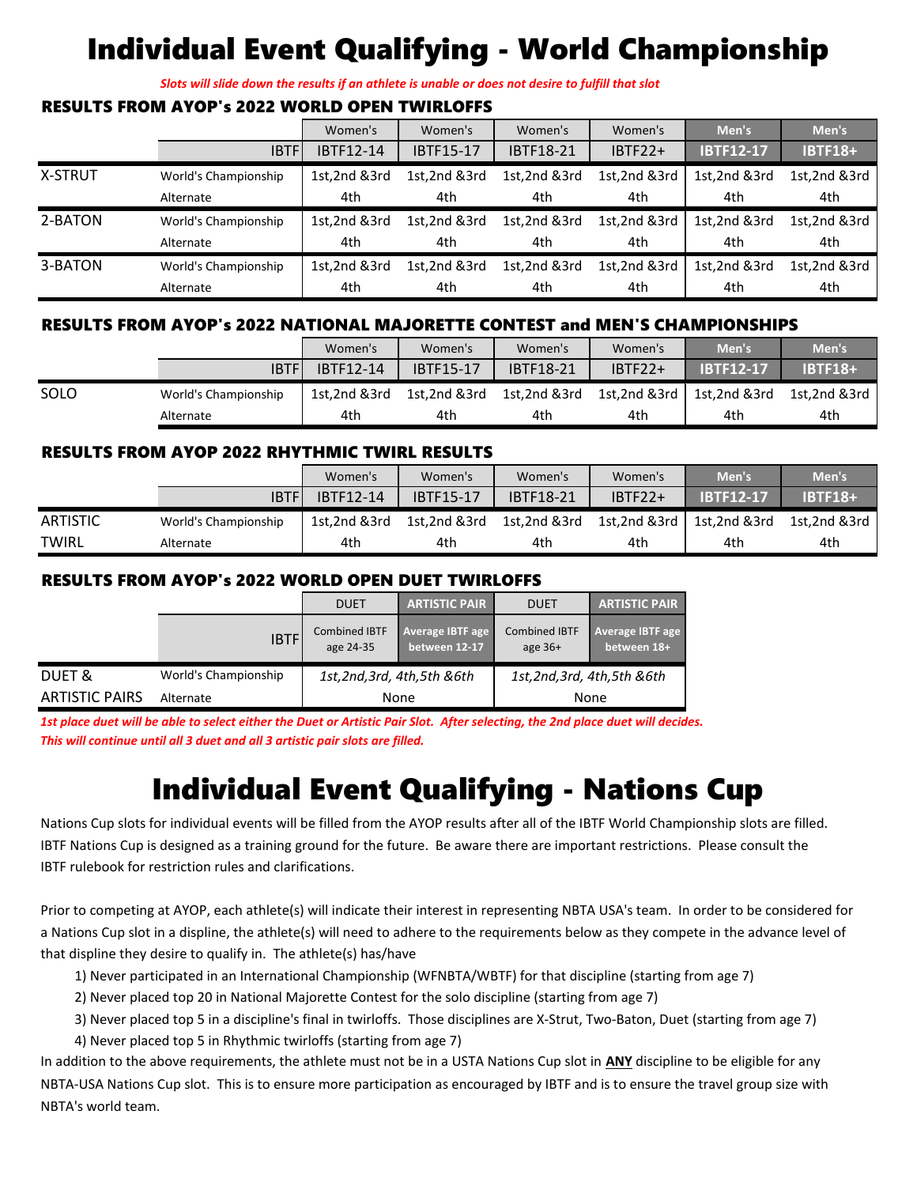# Individual Event Qualifying - World Championship

*Slots will slide down the results if an athlete is unable or does not desire to fulfill that slot*

### RESULTS FROM AYOP's 2022 WORLD OPEN TWIRLOFFS

| | | Women's | Women's | Women's | Women's | Men's | Men's |
|---|---|---|---|---|---|---|---|
| | IBTF | IBTF12-14 | IBTF15-17 | IBTF18-21 | IBTF22+ | IBTF12-17 | IBTF18+ |
| X-STRUT | World's Championship | 1st,2nd &3rd | 1st,2nd &3rd | 1st,2nd &3rd | 1st,2nd &3rd | 1st,2nd &3rd | 1st,2nd &3rd |
| | Alternate | 4th | 4th | 4th | 4th | 4th | 4th |
| 2-BATON | World's Championship | 1st,2nd &3rd | 1st,2nd &3rd | 1st,2nd &3rd | 1st,2nd &3rd | 1st,2nd &3rd | 1st,2nd &3rd |
| | Alternate | 4th | 4th | 4th | 4th | 4th | 4th |
| 3-BATON | World's Championship | 1st,2nd &3rd | 1st,2nd &3rd | 1st,2nd &3rd | 1st,2nd &3rd | 1st,2nd &3rd | 1st,2nd &3rd |
| | Alternate | 4th | 4th | 4th | 4th | 4th | 4th |

### RESULTS FROM AYOP's 2022 NATIONAL MAJORETTE CONTEST and MEN'S CHAMPIONSHIPS

| | | Women's | Women's | Women's | Women's | Men's | Men's |
|---|---|---|---|---|---|---|---|
| | IBTF | IBTF12-14 | IBTF15-17 | IBTF18-21 | IBTF22+ | IBTF12-17 | IBTF18+ |
| SOLO | World's Championship | 1st,2nd &3rd | 1st,2nd &3rd | 1st,2nd &3rd | 1st,2nd &3rd | 1st,2nd &3rd | 1st,2nd &3rd |
| | Alternate | 4th | 4th | 4th | 4th | 4th | 4th |

### RESULTS FROM AYOP 2022 RHYTHMIC TWIRL RESULTS

| | | Women's | Women's | Women's | Women's | Men's | Men's |
|---|---|---|---|---|---|---|---|
| | IBTF | IBTF12-14 | IBTF15-17 | IBTF18-21 | IBTF22+ | IBTF12-17 | IBTF18+ |
| ARTISTIC | World's Championship | 1st,2nd &3rd | 1st,2nd &3rd | 1st,2nd &3rd | 1st,2nd &3rd | 1st,2nd &3rd | 1st,2nd &3rd |
| TWIRL | Alternate | 4th | 4th | 4th | 4th | 4th | 4th |

### RESULTS FROM AYOP's 2022 WORLD OPEN DUET TWIRLOFFS

| | | DUET | ARTISTIC PAIR | DUET | ARTISTIC PAIR |
|---|---|---|---|---|---|
| | IBTF | Combined IBTF age 24-35 | Average IBTF age between 12-17 | Combined IBTF age 36+ | Average IBTF age between 18+ |
| DUET & | World's Championship | *1st,2nd,3rd, 4th,5th &6th* | | *1st,2nd,3rd, 4th,5th &6th* | |
| ARTISTIC PAIRS | Alternate | None | | None | |

*1st place duet will be able to select either the Duet or Artistic Pair Slot. After selecting, the 2nd place duet will decides. This will continue until all 3 duet and all 3 artistic pair slots are filled.*

# Individual Event Qualifying - Nations Cup

Nations Cup slots for individual events will be filled from the AYOP results after all of the IBTF World Championship slots are filled. IBTF Nations Cup is designed as a training ground for the future. Be aware there are important restrictions. Please consult the IBTF rulebook for restriction rules and clarifications.

Prior to competing at AYOP, each athlete(s) will indicate their interest in representing NBTA USA's team. In order to be considered for a Nations Cup slot in a displine, the athlete(s) will need to adhere to the requirements below as they compete in the advance level of that displine they desire to qualify in. The athlete(s) has/have

1) Never participated in an International Championship (WFNBTA/WBTF) for that discipline (starting from age 7)
2) Never placed top 20 in National Majorette Contest for the solo discipline (starting from age 7)
3) Never placed top 5 in a discipline's final in twirloffs. Those disciplines are X-Strut, Two-Baton, Duet (starting from age 7)
4) Never placed top 5 in Rhythmic twirloffs (starting from age 7)

In addition to the above requirements, the athlete must not be in a USTA Nations Cup slot in **ANY** discipline to be eligible for any NBTA-USA Nations Cup slot. This is to ensure more participation as encouraged by IBTF and is to ensure the travel group size with NBTA's world team.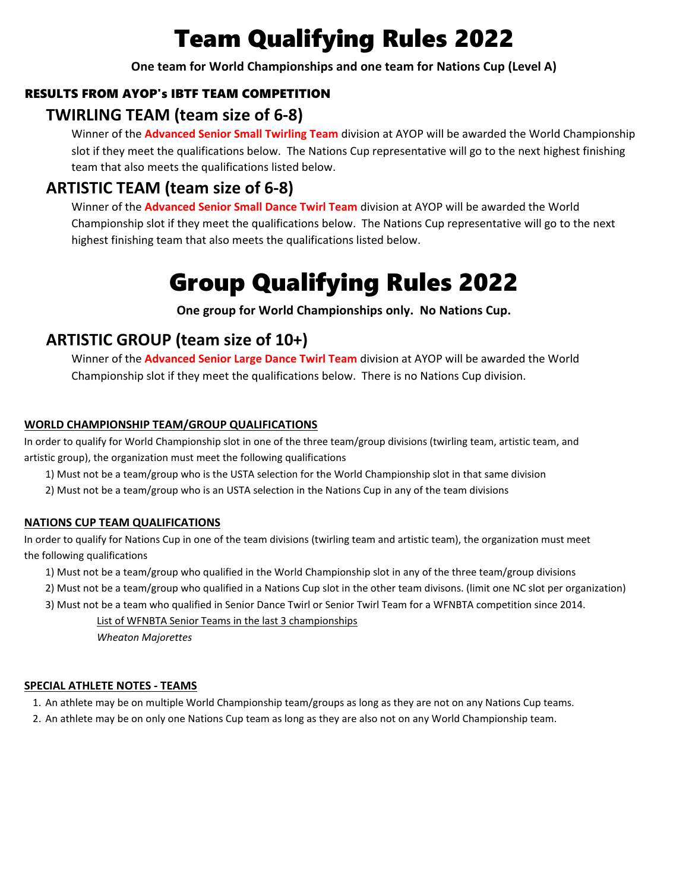# Team Qualifying Rules 2022

**One team for World Championships and one team for Nations Cup (Level A)**

#### RESULTS FROM AYOP's IBTF TEAM COMPETITION

### TWIRLING TEAM (team size of 6-8)

Winner of the **Advanced Senior Small Twirling Team** division at AYOP will be awarded the World Championship slot if they meet the qualifications below. The Nations Cup representative will go to the next highest finishing team that also meets the qualifications listed below.

### ARTISTIC TEAM (team size of 6-8)

Winner of the **Advanced Senior Small Dance Twirl Team** division at AYOP will be awarded the World Championship slot if they meet the qualifications below. The Nations Cup representative will go to the next highest finishing team that also meets the qualifications listed below.

# Group Qualifying Rules 2022

**One group for World Championships only. No Nations Cup.**

### ARTISTIC GROUP (team size of 10+)

Winner of the **Advanced Senior Large Dance Twirl Team** division at AYOP will be awarded the World Championship slot if they meet the qualifications below. There is no Nations Cup division.

#### WORLD CHAMPIONSHIP TEAM/GROUP QUALIFICATIONS

In order to qualify for World Championship slot in one of the three team/group divisions (twirling team, artistic team, and artistic group), the organization must meet the following qualifications

1) Must not be a team/group who is the USTA selection for the World Championship slot in that same division
2) Must not be a team/group who is an USTA selection in the Nations Cup in any of the team divisions

#### NATIONS CUP TEAM QUALIFICATIONS

In order to qualify for Nations Cup in one of the team divisions (twirling team and artistic team), the organization must meet the following qualifications

1) Must not be a team/group who qualified in the World Championship slot in any of the three team/group divisions
2) Must not be a team/group who qualified in a Nations Cup slot in the other team divisons. (limit one NC slot per organization)
3) Must not be a team who qualified in Senior Dance Twirl or Senior Twirl Team for a WFNBTA competition since 2014.

List of WFNBTA Senior Teams in the last 3 championships

*Wheaton Majorettes*

#### SPECIAL ATHLETE NOTES - TEAMS

1. An athlete may be on multiple World Championship team/groups as long as they are not on any Nations Cup teams.
2. An athlete may be on only one Nations Cup team as long as they are also not on any World Championship team.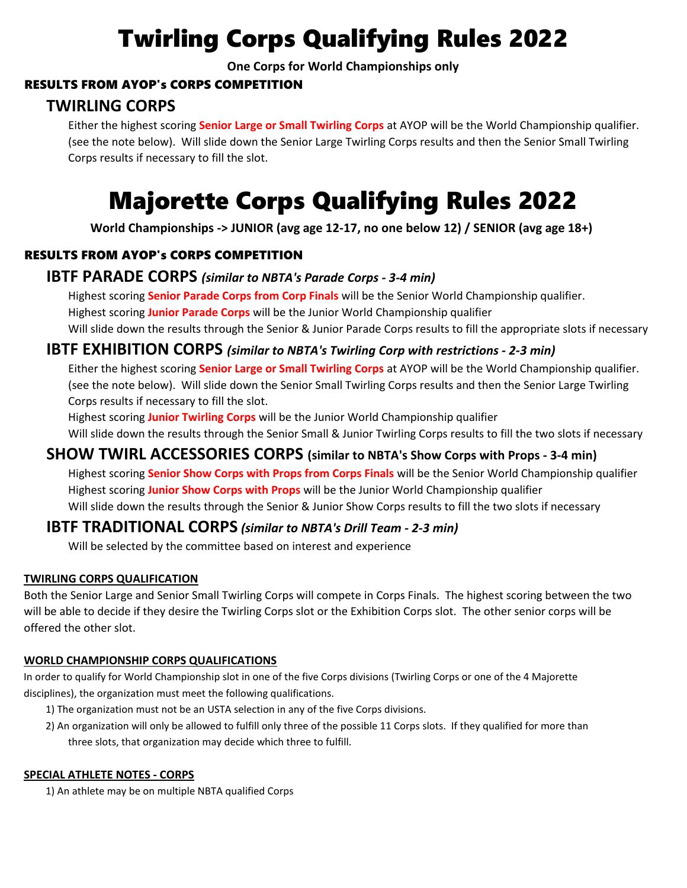# Twirling Corps Qualifying Rules 2022

**One Corps for World Championships only**

#### RESULTS FROM AYOP's CORPS COMPETITION

### TWIRLING CORPS

Either the highest scoring **Senior Large or Small Twirling Corps** at AYOP will be the World Championship qualifier. (see the note below). Will slide down the Senior Large Twirling Corps results and then the Senior Small Twirling Corps results if necessary to fill the slot.

# Majorette Corps Qualifying Rules 2022

**World Championships -> JUNIOR (avg age 12-17, no one below 12) / SENIOR (avg age 18+)**

#### RESULTS FROM AYOP's CORPS COMPETITION

### IBTF PARADE CORPS *(similar to NBTA's Parade Corps - 3-4 min)*

Highest scoring **Senior Parade Corps from Corp Finals** will be the Senior World Championship qualifier.
Highest scoring **Junior Parade Corps** will be the Junior World Championship qualifier
Will slide down the results through the Senior & Junior Parade Corps results to fill the appropriate slots if necessary

### IBTF EXHIBITION CORPS *(similar to NBTA's Twirling Corp with restrictions - 2-3 min)*

Either the highest scoring **Senior Large or Small Twirling Corps** at AYOP will be the World Championship qualifier. (see the note below). Will slide down the Senior Small Twirling Corps results and then the Senior Large Twirling Corps results if necessary to fill the slot.
Highest scoring **Junior Twirling Corps** will be the Junior World Championship qualifier
Will slide down the results through the Senior Small & Junior Twirling Corps results to fill the two slots if necessary

### SHOW TWIRL ACCESSORIES CORPS (similar to NBTA's Show Corps with Props - 3-4 min)

Highest scoring **Senior Show Corps with Props from Corps Finals** will be the Senior World Championship qualifier
Highest scoring **Junior Show Corps with Props** will be the Junior World Championship qualifier
Will slide down the results through the Senior & Junior Show Corps results to fill the two slots if necessary

### IBTF TRADITIONAL CORPS *(similar to NBTA's Drill Team - 2-3 min)*

Will be selected by the committee based on interest and experience

**TWIRLING CORPS QUALIFICATION**

Both the Senior Large and Senior Small Twirling Corps will compete in Corps Finals. The highest scoring between the two will be able to decide if they desire the Twirling Corps slot or the Exhibition Corps slot. The other senior corps will be offered the other slot.

**WORLD CHAMPIONSHIP CORPS QUALIFICATIONS**

In order to qualify for World Championship slot in one of the five Corps divisions (Twirling Corps or one of the 4 Majorette disciplines), the organization must meet the following qualifications.

1) The organization must not be an USTA selection in any of the five Corps divisions.
2) An organization will only be allowed to fulfill only three of the possible 11 Corps slots. If they qualified for more than three slots, that organization may decide which three to fulfill.

**SPECIAL ATHLETE NOTES - CORPS**

1) An athlete may be on multiple NBTA qualified Corps